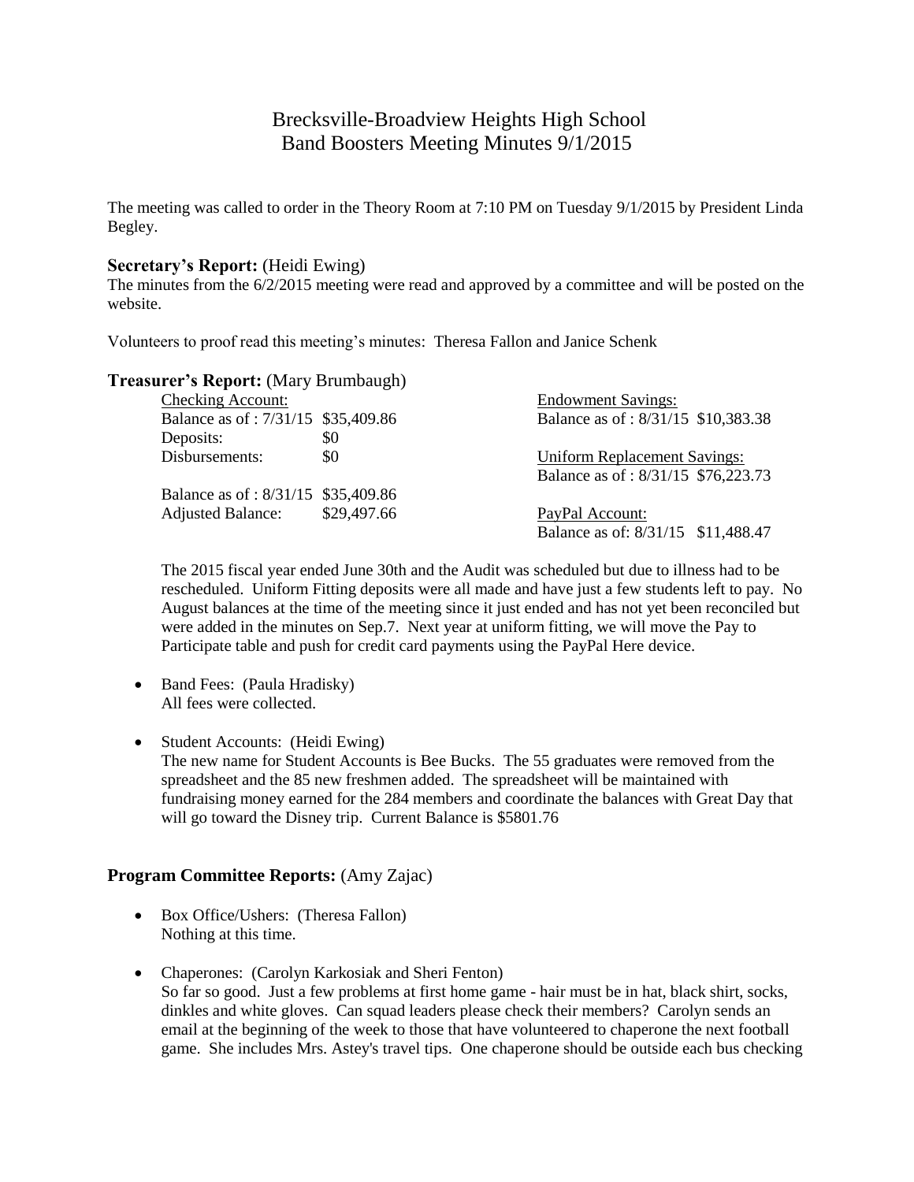# Brecksville-Broadview Heights High School
# Band Boosters Meeting Minutes 9/1/2015

The meeting was called to order in the Theory Room at 7:10 PM on Tuesday 9/1/2015 by President Linda Begley.

## Secretary's Report: (Heidi Ewing)

The minutes from the 6/2/2015 meeting were read and approved by a committee and will be posted on the website.

Volunteers to proof read this meeting's minutes: Theresa Fallon and Janice Schenk

## Treasurer's Report: (Mary Brumbaugh)

Checking Account:

| | |
|---|---|
| Balance as of : 7/31/15 | $35,409.86 |
| Deposits: | $0 |
| Disbursements: | $0 |
| Balance as of : 8/31/15 | $35,409.86 |
| Adjusted Balance: | $29,497.66 |

Endowment Savings:
Balance as of : 8/31/15 $10,383.38

Uniform Replacement Savings:
Balance as of : 8/31/15 $76,223.73

PayPal Account:
Balance as of: 8/31/15 $11,488.47

The 2015 fiscal year ended June 30th and the Audit was scheduled but due to illness had to be rescheduled. Uniform Fitting deposits were all made and have just a few students left to pay. No August balances at the time of the meeting since it just ended and has not yet been reconciled but were added in the minutes on Sep.7. Next year at uniform fitting, we will move the Pay to Participate table and push for credit card payments using the PayPal Here device.

- Band Fees: (Paula Hradisky)
  All fees were collected.

- Student Accounts: (Heidi Ewing)
  The new name for Student Accounts is Bee Bucks. The 55 graduates were removed from the spreadsheet and the 85 new freshmen added. The spreadsheet will be maintained with fundraising money earned for the 284 members and coordinate the balances with Great Day that will go toward the Disney trip. Current Balance is $5801.76

## Program Committee Reports: (Amy Zajac)

- Box Office/Ushers: (Theresa Fallon)
  Nothing at this time.

- Chaperones: (Carolyn Karkosiak and Sheri Fenton)
  So far so good. Just a few problems at first home game - hair must be in hat, black shirt, socks, dinkles and white gloves. Can squad leaders please check their members? Carolyn sends an email at the beginning of the week to those that have volunteered to chaperone the next football game. She includes Mrs. Astey's travel tips. One chaperone should be outside each bus checking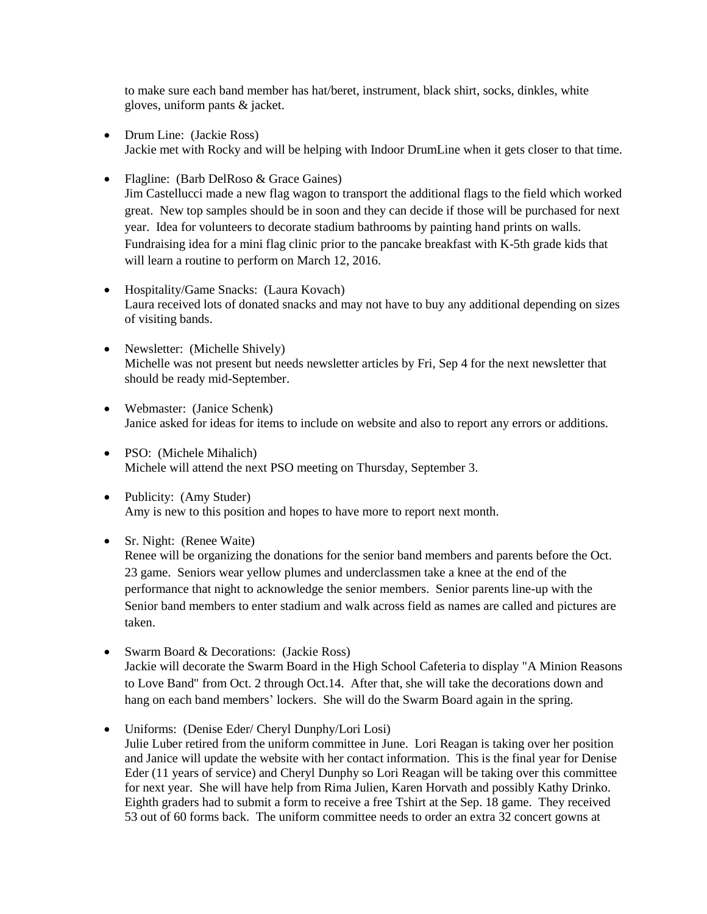to make sure each band member has hat/beret, instrument, black shirt, socks, dinkles, white gloves, uniform pants & jacket.

- Drum Line: (Jackie Ross)
  Jackie met with Rocky and will be helping with Indoor DrumLine when it gets closer to that time.

- Flagline: (Barb DelRoso & Grace Gaines)
  Jim Castellucci made a new flag wagon to transport the additional flags to the field which worked great. New top samples should be in soon and they can decide if those will be purchased for next year. Idea for volunteers to decorate stadium bathrooms by painting hand prints on walls. Fundraising idea for a mini flag clinic prior to the pancake breakfast with K-5th grade kids that will learn a routine to perform on March 12, 2016.

- Hospitality/Game Snacks: (Laura Kovach)
  Laura received lots of donated snacks and may not have to buy any additional depending on sizes of visiting bands.

- Newsletter: (Michelle Shively)
  Michelle was not present but needs newsletter articles by Fri, Sep 4 for the next newsletter that should be ready mid-September.

- Webmaster: (Janice Schenk)
  Janice asked for ideas for items to include on website and also to report any errors or additions.

- PSO: (Michele Mihalich)
  Michele will attend the next PSO meeting on Thursday, September 3.

- Publicity: (Amy Studer)
  Amy is new to this position and hopes to have more to report next month.

- Sr. Night: (Renee Waite)
  Renee will be organizing the donations for the senior band members and parents before the Oct. 23 game. Seniors wear yellow plumes and underclassmen take a knee at the end of the performance that night to acknowledge the senior members. Senior parents line-up with the Senior band members to enter stadium and walk across field as names are called and pictures are taken.

- Swarm Board & Decorations: (Jackie Ross)
  Jackie will decorate the Swarm Board in the High School Cafeteria to display "A Minion Reasons to Love Band" from Oct. 2 through Oct.14. After that, she will take the decorations down and hang on each band members' lockers. She will do the Swarm Board again in the spring.

- Uniforms: (Denise Eder/ Cheryl Dunphy/Lori Losi)
  Julie Luber retired from the uniform committee in June. Lori Reagan is taking over her position and Janice will update the website with her contact information. This is the final year for Denise Eder (11 years of service) and Cheryl Dunphy so Lori Reagan will be taking over this committee for next year. She will have help from Rima Julien, Karen Horvath and possibly Kathy Drinko. Eighth graders had to submit a form to receive a free Tshirt at the Sep. 18 game. They received 53 out of 60 forms back. The uniform committee needs to order an extra 32 concert gowns at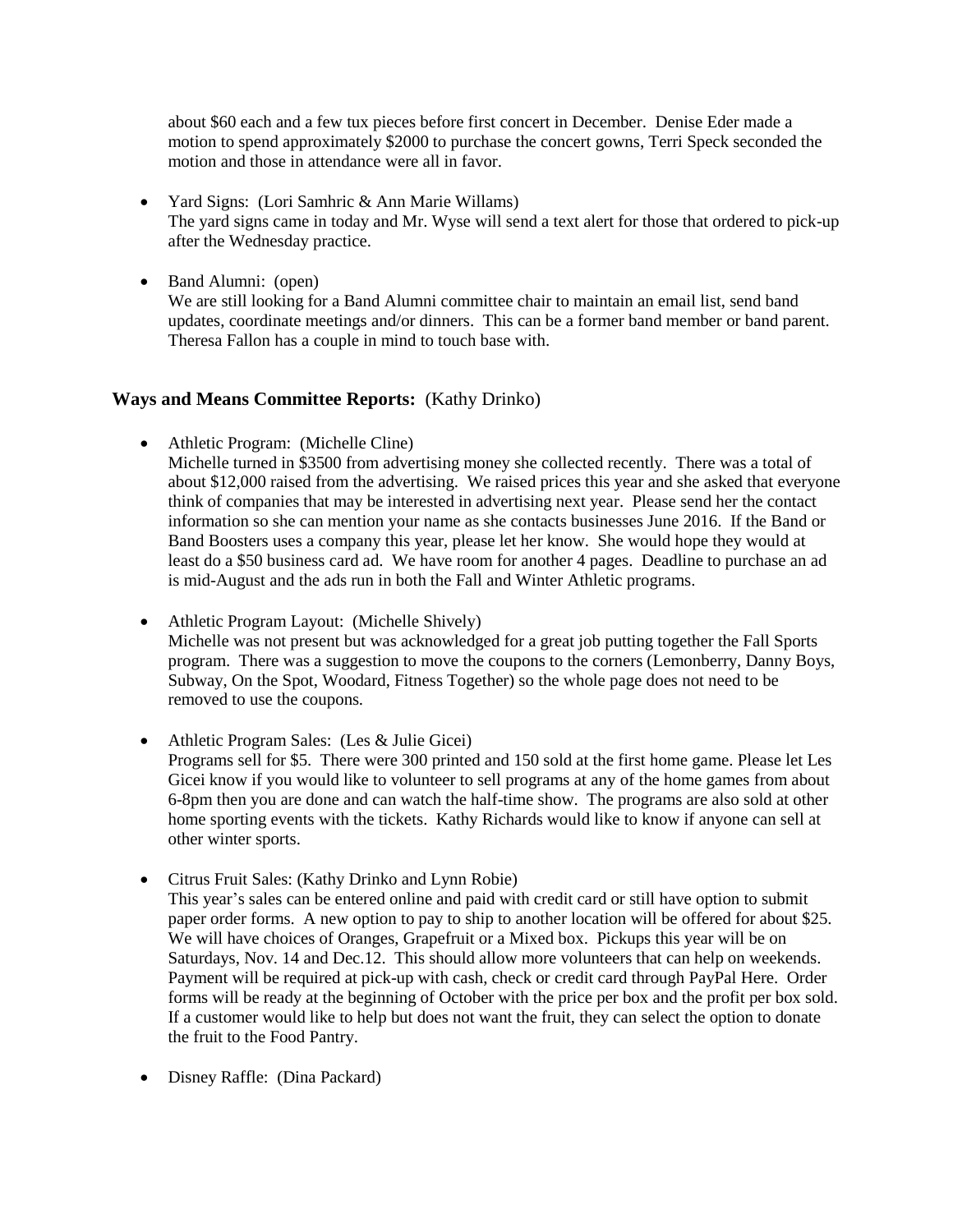about $60 each and a few tux pieces before first concert in December. Denise Eder made a motion to spend approximately $2000 to purchase the concert gowns, Terri Speck seconded the motion and those in attendance were all in favor.

- Yard Signs: (Lori Samhric & Ann Marie Willams)
  The yard signs came in today and Mr. Wyse will send a text alert for those that ordered to pick-up after the Wednesday practice.

- Band Alumni: (open)
  We are still looking for a Band Alumni committee chair to maintain an email list, send band updates, coordinate meetings and/or dinners. This can be a former band member or band parent. Theresa Fallon has a couple in mind to touch base with.

## **Ways and Means Committee Reports:** (Kathy Drinko)

- Athletic Program: (Michelle Cline)
  Michelle turned in $3500 from advertising money she collected recently. There was a total of about $12,000 raised from the advertising. We raised prices this year and she asked that everyone think of companies that may be interested in advertising next year. Please send her the contact information so she can mention your name as she contacts businesses June 2016. If the Band or Band Boosters uses a company this year, please let her know. She would hope they would at least do a $50 business card ad. We have room for another 4 pages. Deadline to purchase an ad is mid-August and the ads run in both the Fall and Winter Athletic programs.

- Athletic Program Layout: (Michelle Shively)
  Michelle was not present but was acknowledged for a great job putting together the Fall Sports program. There was a suggestion to move the coupons to the corners (Lemonberry, Danny Boys, Subway, On the Spot, Woodard, Fitness Together) so the whole page does not need to be removed to use the coupons.

- Athletic Program Sales: (Les & Julie Gicei)
  Programs sell for $5. There were 300 printed and 150 sold at the first home game. Please let Les Gicei know if you would like to volunteer to sell programs at any of the home games from about 6-8pm then you are done and can watch the half-time show. The programs are also sold at other home sporting events with the tickets. Kathy Richards would like to know if anyone can sell at other winter sports.

- Citrus Fruit Sales: (Kathy Drinko and Lynn Robie)
  This year's sales can be entered online and paid with credit card or still have option to submit paper order forms. A new option to pay to ship to another location will be offered for about $25. We will have choices of Oranges, Grapefruit or a Mixed box. Pickups this year will be on Saturdays, Nov. 14 and Dec.12. This should allow more volunteers that can help on weekends. Payment will be required at pick-up with cash, check or credit card through PayPal Here. Order forms will be ready at the beginning of October with the price per box and the profit per box sold. If a customer would like to help but does not want the fruit, they can select the option to donate the fruit to the Food Pantry.

- Disney Raffle: (Dina Packard)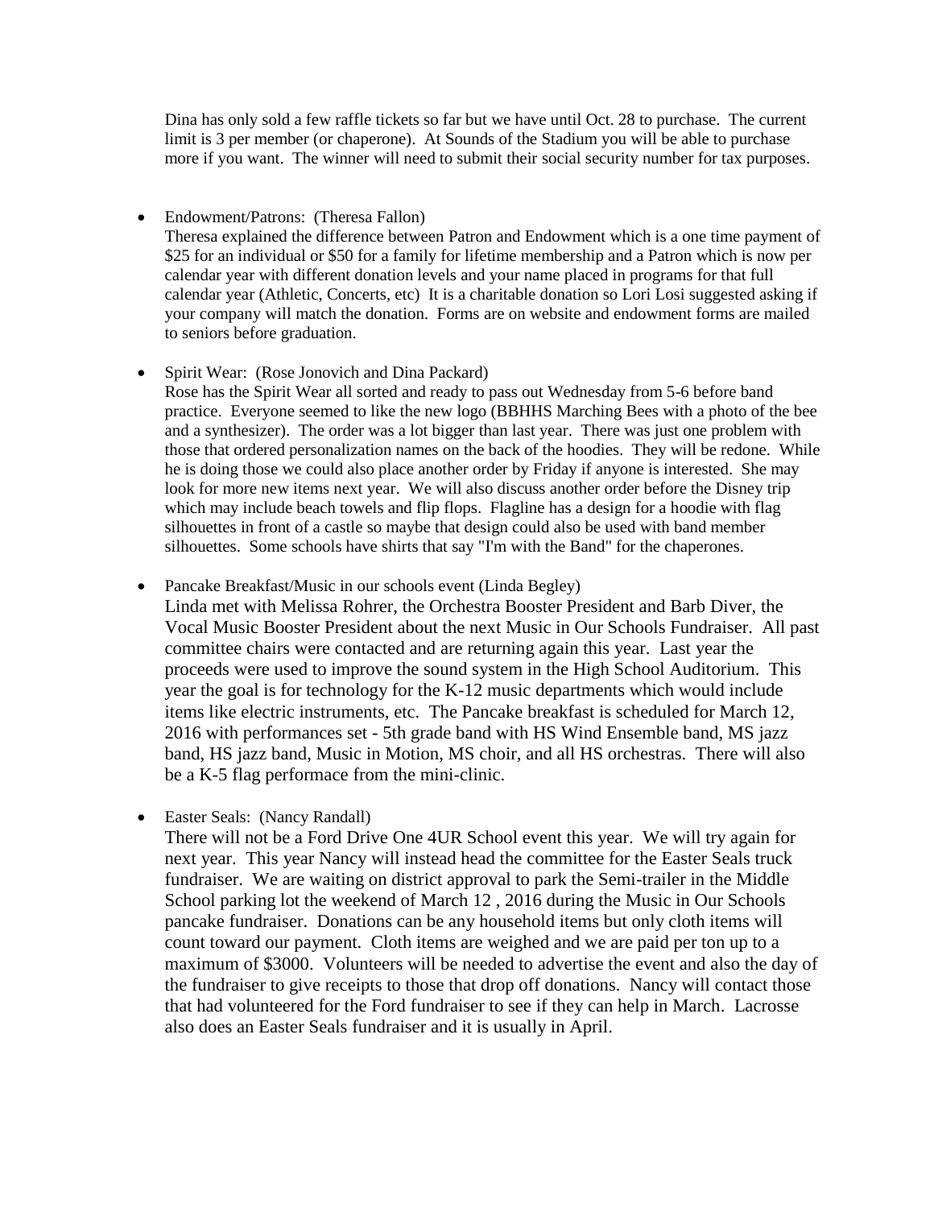Dina has only sold a few raffle tickets so far but we have until Oct. 28 to purchase. The current limit is 3 per member (or chaperone). At Sounds of the Stadium you will be able to purchase more if you want. The winner will need to submit their social security number for tax purposes.

- Endowment/Patrons: (Theresa Fallon)
  Theresa explained the difference between Patron and Endowment which is a one time payment of $25 for an individual or $50 for a family for lifetime membership and a Patron which is now per calendar year with different donation levels and your name placed in programs for that full calendar year (Athletic, Concerts, etc) It is a charitable donation so Lori Losi suggested asking if your company will match the donation. Forms are on website and endowment forms are mailed to seniors before graduation.

- Spirit Wear: (Rose Jonovich and Dina Packard)
  Rose has the Spirit Wear all sorted and ready to pass out Wednesday from 5-6 before band practice. Everyone seemed to like the new logo (BBHHS Marching Bees with a photo of the bee and a synthesizer). The order was a lot bigger than last year. There was just one problem with those that ordered personalization names on the back of the hoodies. They will be redone. While he is doing those we could also place another order by Friday if anyone is interested. She may look for more new items next year. We will also discuss another order before the Disney trip which may include beach towels and flip flops. Flagline has a design for a hoodie with flag silhouettes in front of a castle so maybe that design could also be used with band member silhouettes. Some schools have shirts that say "I'm with the Band" for the chaperones.

- Pancake Breakfast/Music in our schools event (Linda Begley)
  Linda met with Melissa Rohrer, the Orchestra Booster President and Barb Diver, the Vocal Music Booster President about the next Music in Our Schools Fundraiser. All past committee chairs were contacted and are returning again this year. Last year the proceeds were used to improve the sound system in the High School Auditorium. This year the goal is for technology for the K-12 music departments which would include items like electric instruments, etc. The Pancake breakfast is scheduled for March 12, 2016 with performances set - 5th grade band with HS Wind Ensemble band, MS jazz band, HS jazz band, Music in Motion, MS choir, and all HS orchestras. There will also be a K-5 flag performace from the mini-clinic.

- Easter Seals: (Nancy Randall)
  There will not be a Ford Drive One 4UR School event this year. We will try again for next year. This year Nancy will instead head the committee for the Easter Seals truck fundraiser. We are waiting on district approval to park the Semi-trailer in the Middle School parking lot the weekend of March 12 , 2016 during the Music in Our Schools pancake fundraiser. Donations can be any household items but only cloth items will count toward our payment. Cloth items are weighed and we are paid per ton up to a maximum of $3000. Volunteers will be needed to advertise the event and also the day of the fundraiser to give receipts to those that drop off donations. Nancy will contact those that had volunteered for the Ford fundraiser to see if they can help in March. Lacrosse also does an Easter Seals fundraiser and it is usually in April.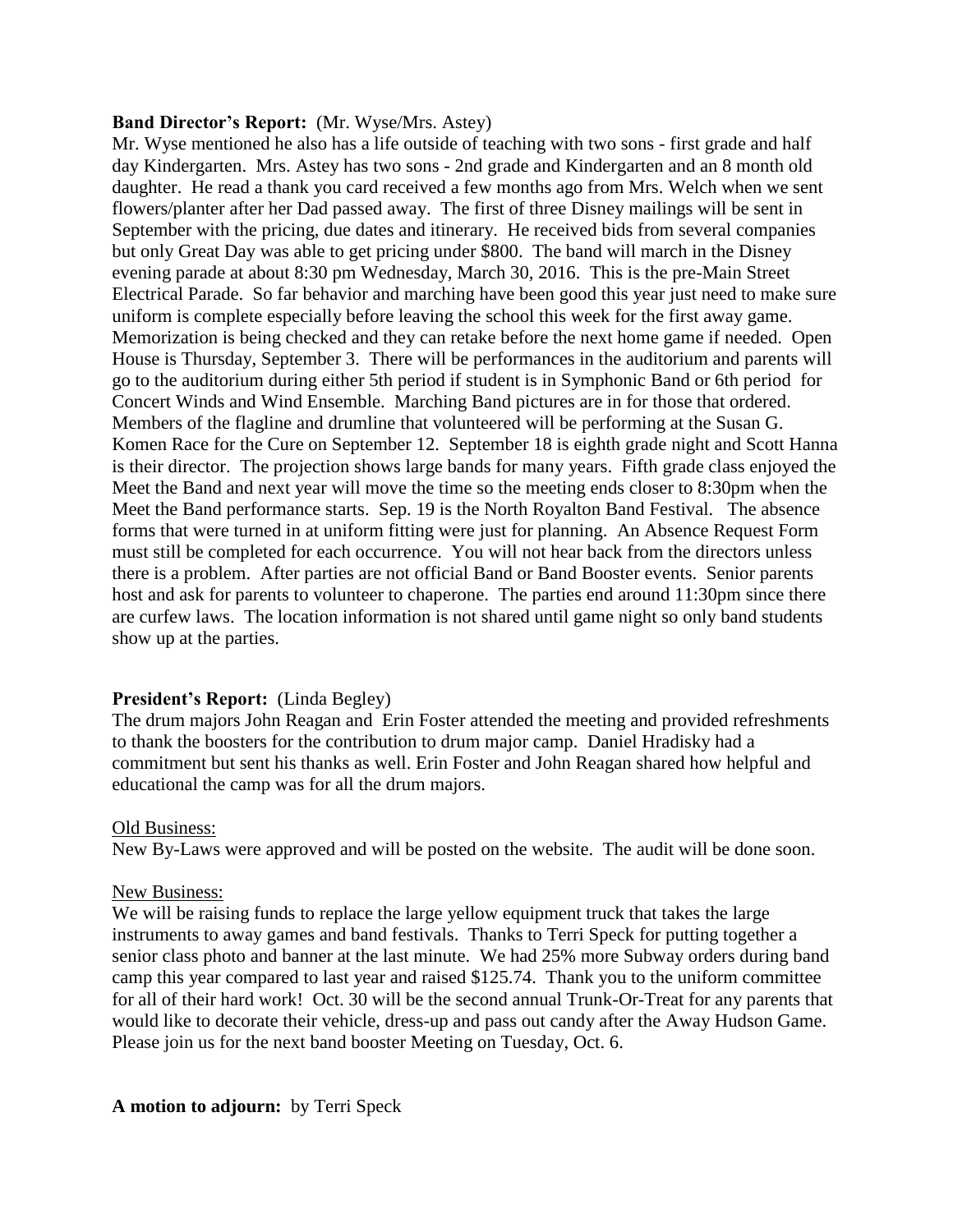**Band Director's Report:** (Mr. Wyse/Mrs. Astey)

Mr. Wyse mentioned he also has a life outside of teaching with two sons - first grade and half day Kindergarten. Mrs. Astey has two sons - 2nd grade and Kindergarten and an 8 month old daughter. He read a thank you card received a few months ago from Mrs. Welch when we sent flowers/planter after her Dad passed away. The first of three Disney mailings will be sent in September with the pricing, due dates and itinerary. He received bids from several companies but only Great Day was able to get pricing under $800. The band will march in the Disney evening parade at about 8:30 pm Wednesday, March 30, 2016. This is the pre-Main Street Electrical Parade. So far behavior and marching have been good this year just need to make sure uniform is complete especially before leaving the school this week for the first away game. Memorization is being checked and they can retake before the next home game if needed. Open House is Thursday, September 3. There will be performances in the auditorium and parents will go to the auditorium during either 5th period if student is in Symphonic Band or 6th period for Concert Winds and Wind Ensemble. Marching Band pictures are in for those that ordered. Members of the flagline and drumline that volunteered will be performing at the Susan G. Komen Race for the Cure on September 12. September 18 is eighth grade night and Scott Hanna is their director. The projection shows large bands for many years. Fifth grade class enjoyed the Meet the Band and next year will move the time so the meeting ends closer to 8:30pm when the Meet the Band performance starts. Sep. 19 is the North Royalton Band Festival. The absence forms that were turned in at uniform fitting were just for planning. An Absence Request Form must still be completed for each occurrence. You will not hear back from the directors unless there is a problem. After parties are not official Band or Band Booster events. Senior parents host and ask for parents to volunteer to chaperone. The parties end around 11:30pm since there are curfew laws. The location information is not shared until game night so only band students show up at the parties.

**President's Report:** (Linda Begley)

The drum majors John Reagan and Erin Foster attended the meeting and provided refreshments to thank the boosters for the contribution to drum major camp. Daniel Hradisky had a commitment but sent his thanks as well. Erin Foster and John Reagan shared how helpful and educational the camp was for all the drum majors.

Old Business:

New By-Laws were approved and will be posted on the website. The audit will be done soon.

New Business:

We will be raising funds to replace the large yellow equipment truck that takes the large instruments to away games and band festivals. Thanks to Terri Speck for putting together a senior class photo and banner at the last minute. We had 25% more Subway orders during band camp this year compared to last year and raised $125.74. Thank you to the uniform committee for all of their hard work! Oct. 30 will be the second annual Trunk-Or-Treat for any parents that would like to decorate their vehicle, dress-up and pass out candy after the Away Hudson Game. Please join us for the next band booster Meeting on Tuesday, Oct. 6.

**A motion to adjourn:** by Terri Speck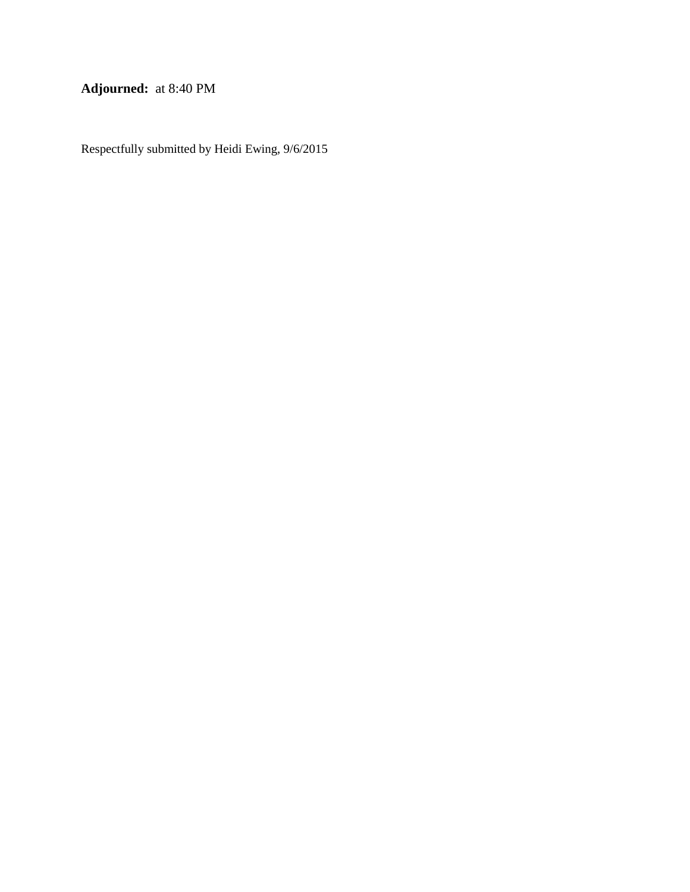**Adjourned:** at 8:40 PM

Respectfully submitted by Heidi Ewing, 9/6/2015